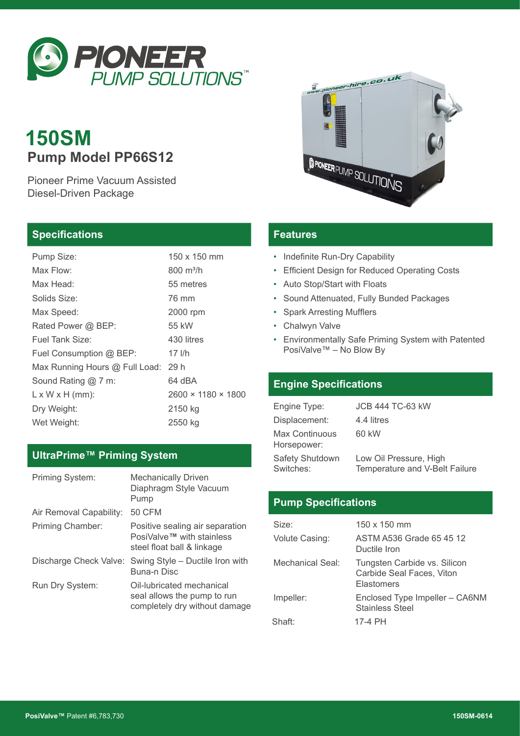# 150SM

## Pump Model PP66S12

Pioneer Prime Vacuum Assisted Diesel-Driven Package

## Specifications

| | |
|---|---|
| Pump Size: | 150 x 150 mm |
| Max Flow: | 800 m³/h |
| Max Head: | 55 metres |
| Solids Size: | 76 mm |
| Max Speed: | 2000 rpm |
| Rated Power @ BEP: | 55 kW |
| Fuel Tank Size: | 430 litres |
| Fuel Consumption @ BEP: | 17 l/h |
| Max Running Hours @ Full Load: | 29 h |
| Sound Rating @ 7 m: | 64 dBA |
| L x W x H (mm): | 2600 × 1180 × 1800 |
| Dry Weight: | 2150 kg |
| Wet Weight: | 2550 kg |

## UltraPrime™ Priming System

| | |
|---|---|
| Priming System: | Mechanically Driven Diaphragm Style Vacuum Pump |
| Air Removal Capability: | 50 CFM |
| Priming Chamber: | Positive sealing air separation PosiValve™ with stainless steel float ball & linkage |
| Discharge Check Valve: | Swing Style – Ductile Iron with Buna-n Disc |
| Run Dry System: | Oil-lubricated mechanical seal allows the pump to run completely dry without damage |

## Features

- Indefinite Run-Dry Capability
- Efficient Design for Reduced Operating Costs
- Auto Stop/Start with Floats
- Sound Attenuated, Fully Bunded Packages
- Spark Arresting Mufflers
- Chalwyn Valve
- Environmentally Safe Priming System with Patented PosiValve™ – No Blow By

## Engine Specifications

| | |
|---|---|
| Engine Type: | JCB 444 TC-63 kW |
| Displacement: | 4.4 litres |
| Max Continuous Horsepower: | 60 kW |
| Safety Shutdown Switches: | Low Oil Pressure, High Temperature and V-Belt Failure |

## Pump Specifications

| | |
|---|---|
| Size: | 150 x 150 mm |
| Volute Casing: | ASTM A536 Grade 65 45 12 Ductile Iron |
| Mechanical Seal: | Tungsten Carbide vs. Silicon Carbide Seal Faces, Viton Elastomers |
| Impeller: | Enclosed Type Impeller – CA6NM Stainless Steel |
| Shaft: | 17-4 PH |

**PosiValve™** Patent #6,783,730

**150SM-0614**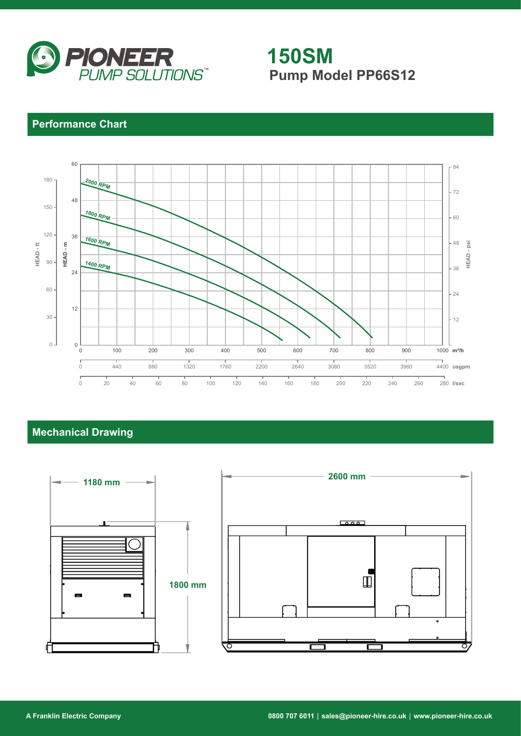# 150SM

## Pump Model PP66S12

## Performance Chart

HEAD - ft: 0, 30, 60, 90, 120, 150, 180

HEAD - m: 0, 12, 24, 36, 48, 60

HEAD - psi: 12, 24, 36, 48, 60, 72, 84

2000 RPM

1800 RPM

1600 RPM

1400 RPM

m³/h: 0, 100, 200, 300, 400, 500, 600, 700, 800, 900, 1000

usgpm: 0, 440, 880, 1320, 1760, 2200, 2640, 3080, 3520, 3960, 4400

l/sec: 0, 20, 40, 60, 80, 100, 120, 140, 160, 180, 200, 220, 240, 260, 280

## Mechanical Drawing

1180 mm

1800 mm

2600 mm

A Franklin Electric Company

0800 707 6011 | sales@pioneer-hire.co.uk | www.pioneer-hire.co.uk